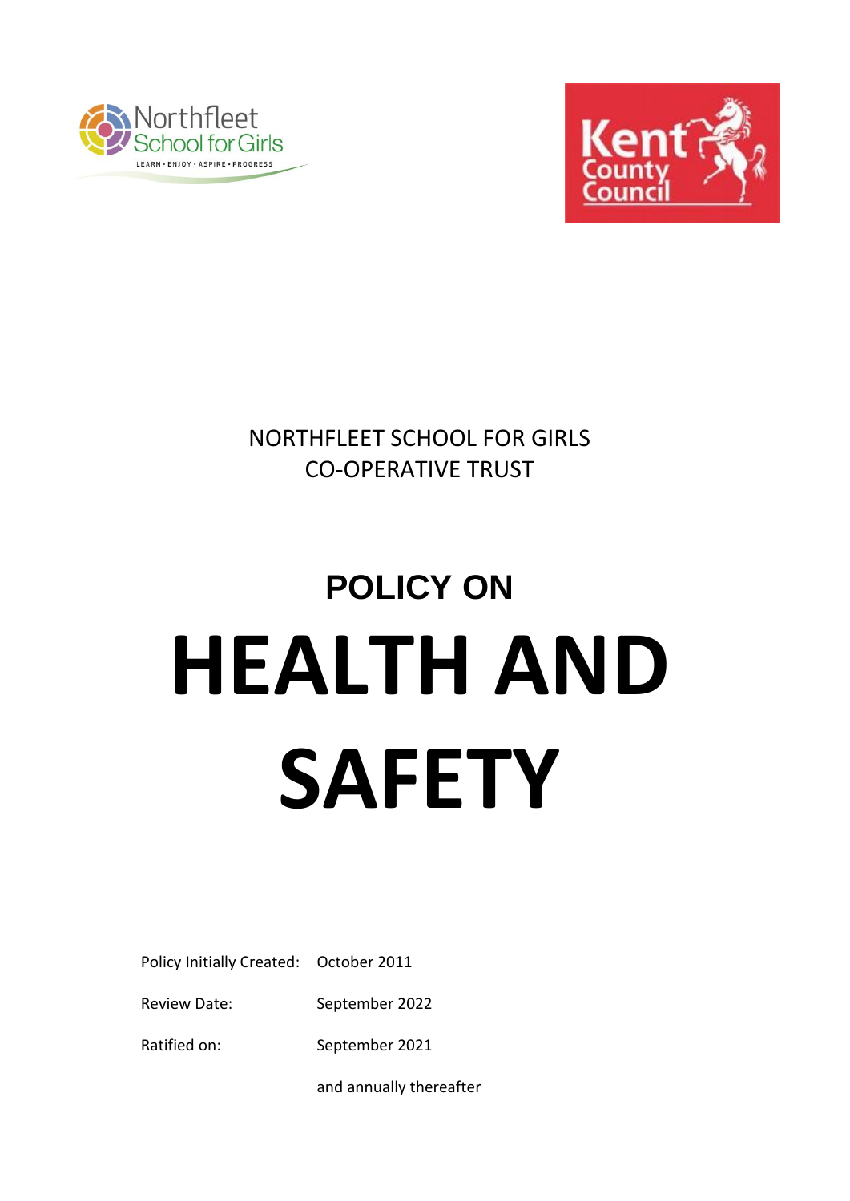NORTHFLEET SCHOOL FOR GIRLS
CO-OPERATIVE TRUST

# POLICY ON

# HEALTH AND SAFETY

| | |
|---|---|
| Policy Initially Created: | October 2011 |
| Review Date: | September 2022 |
| Ratified on: | September 2021 |
| | and annually thereafter |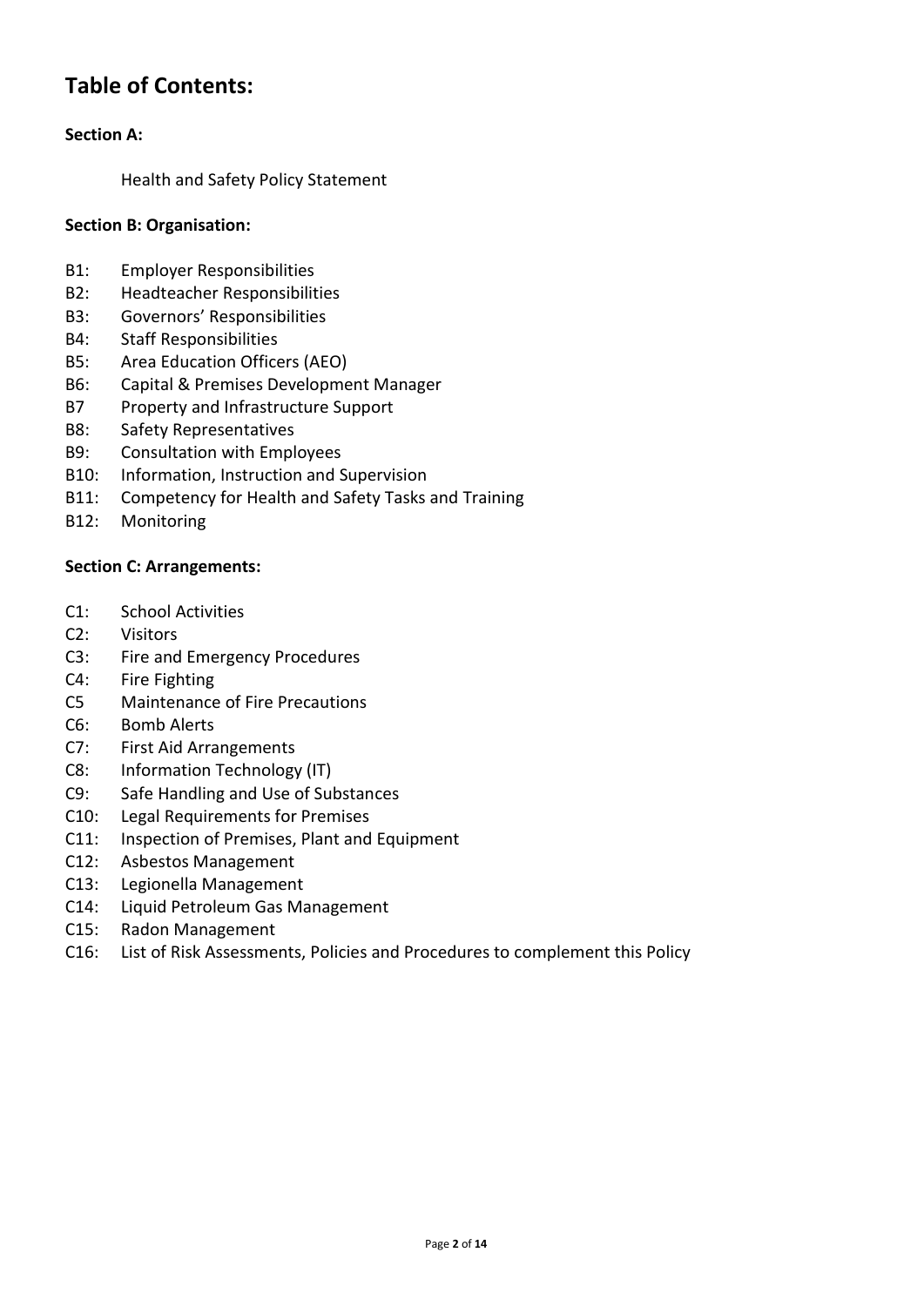# Table of Contents:

**Section A:**

Health and Safety Policy Statement

**Section B: Organisation:**

B1: Employer Responsibilities
B2: Headteacher Responsibilities
B3: Governors' Responsibilities
B4: Staff Responsibilities
B5: Area Education Officers (AEO)
B6: Capital & Premises Development Manager
B7 Property and Infrastructure Support
B8: Safety Representatives
B9: Consultation with Employees
B10: Information, Instruction and Supervision
B11: Competency for Health and Safety Tasks and Training
B12: Monitoring

**Section C: Arrangements:**

C1: School Activities
C2: Visitors
C3: Fire and Emergency Procedures
C4: Fire Fighting
C5 Maintenance of Fire Precautions
C6: Bomb Alerts
C7: First Aid Arrangements
C8: Information Technology (IT)
C9: Safe Handling and Use of Substances
C10: Legal Requirements for Premises
C11: Inspection of Premises, Plant and Equipment
C12: Asbestos Management
C13: Legionella Management
C14: Liquid Petroleum Gas Management
C15: Radon Management
C16: List of Risk Assessments, Policies and Procedures to complement this Policy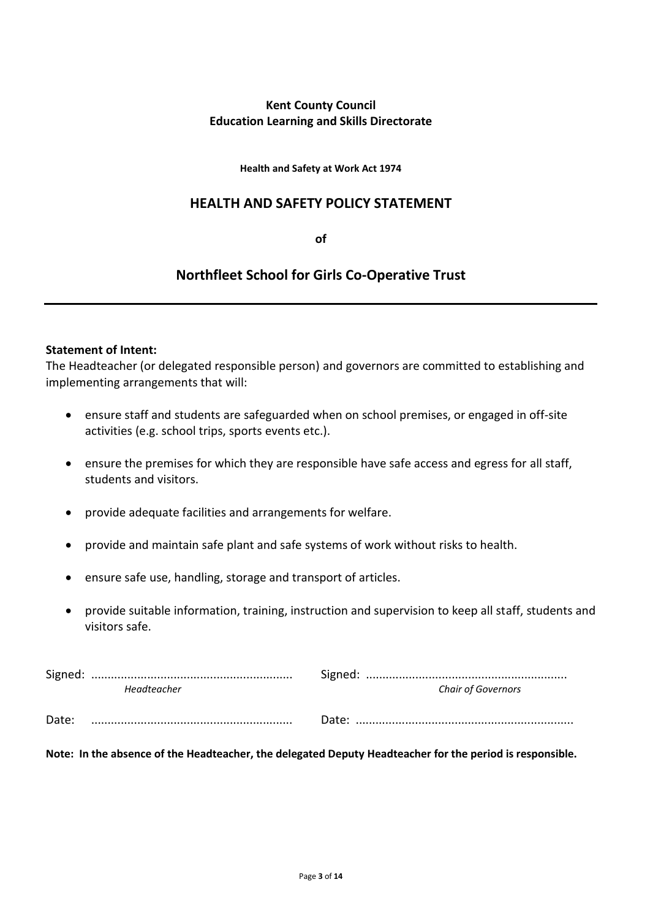**Kent County Council**
**Education Learning and Skills Directorate**

**Health and Safety at Work Act 1974**

## HEALTH AND SAFETY POLICY STATEMENT

**of**

## Northfleet School for Girls Co-Operative Trust

---

**Statement of Intent:**

The Headteacher (or delegated responsible person) and governors are committed to establishing and implementing arrangements that will:

- ensure staff and students are safeguarded when on school premises, or engaged in off-site activities (e.g. school trips, sports events etc.).
- ensure the premises for which they are responsible have safe access and egress for all staff, students and visitors.
- provide adequate facilities and arrangements for welfare.
- provide and maintain safe plant and safe systems of work without risks to health.
- ensure safe use, handling, storage and transport of articles.
- provide suitable information, training, instruction and supervision to keep all staff, students and visitors safe.

Signed: ............................................................ Signed: ............................................................
*Headteacher* *Chair of Governors*

Date: ............................................................ Date: ..................................................................

**Note: In the absence of the Headteacher, the delegated Deputy Headteacher for the period is responsible.**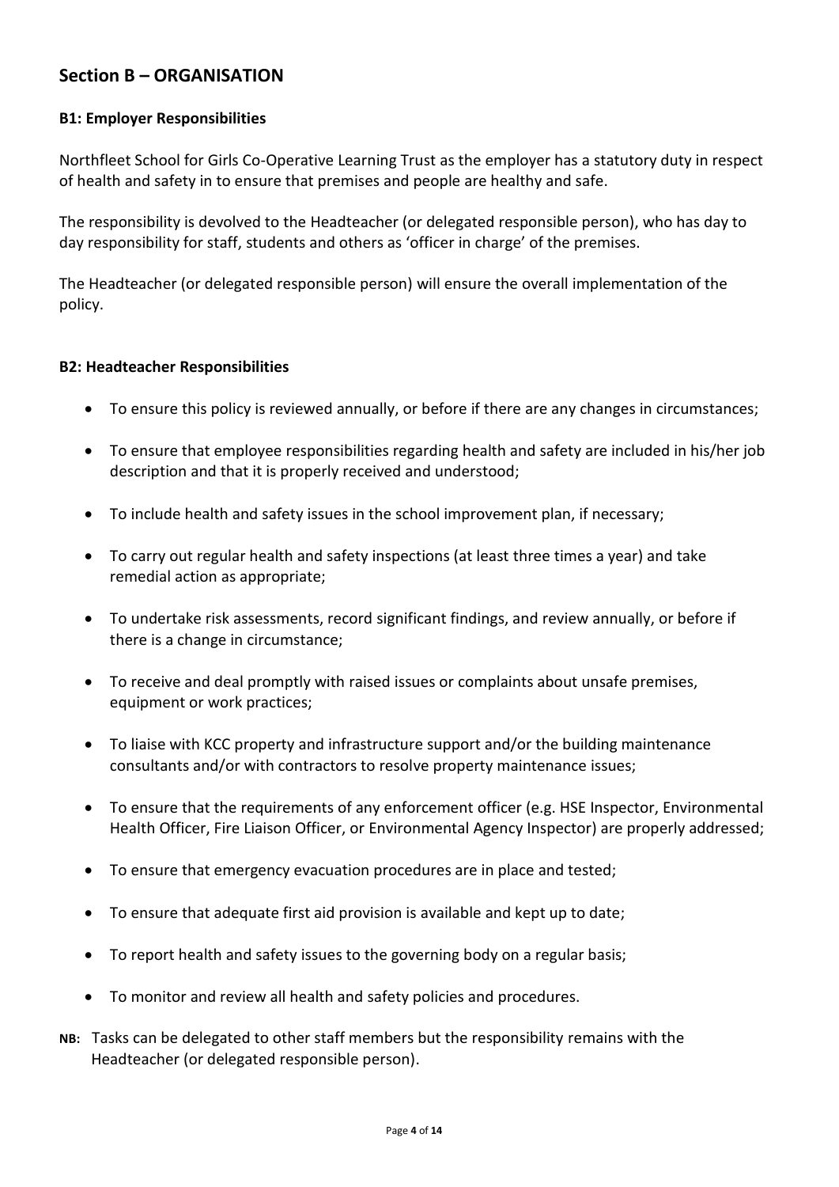## Section B – ORGANISATION

### B1: Employer Responsibilities

Northfleet School for Girls Co-Operative Learning Trust as the employer has a statutory duty in respect of health and safety in to ensure that premises and people are healthy and safe.

The responsibility is devolved to the Headteacher (or delegated responsible person), who has day to day responsibility for staff, students and others as 'officer in charge' of the premises.

The Headteacher (or delegated responsible person) will ensure the overall implementation of the policy.

### B2: Headteacher Responsibilities

- To ensure this policy is reviewed annually, or before if there are any changes in circumstances;
- To ensure that employee responsibilities regarding health and safety are included in his/her job description and that it is properly received and understood;
- To include health and safety issues in the school improvement plan, if necessary;
- To carry out regular health and safety inspections (at least three times a year) and take remedial action as appropriate;
- To undertake risk assessments, record significant findings, and review annually, or before if there is a change in circumstance;
- To receive and deal promptly with raised issues or complaints about unsafe premises, equipment or work practices;
- To liaise with KCC property and infrastructure support and/or the building maintenance consultants and/or with contractors to resolve property maintenance issues;
- To ensure that the requirements of any enforcement officer (e.g. HSE Inspector, Environmental Health Officer, Fire Liaison Officer, or Environmental Agency Inspector) are properly addressed;
- To ensure that emergency evacuation procedures are in place and tested;
- To ensure that adequate first aid provision is available and kept up to date;
- To report health and safety issues to the governing body on a regular basis;
- To monitor and review all health and safety policies and procedures.

**NB:** Tasks can be delegated to other staff members but the responsibility remains with the Headteacher (or delegated responsible person).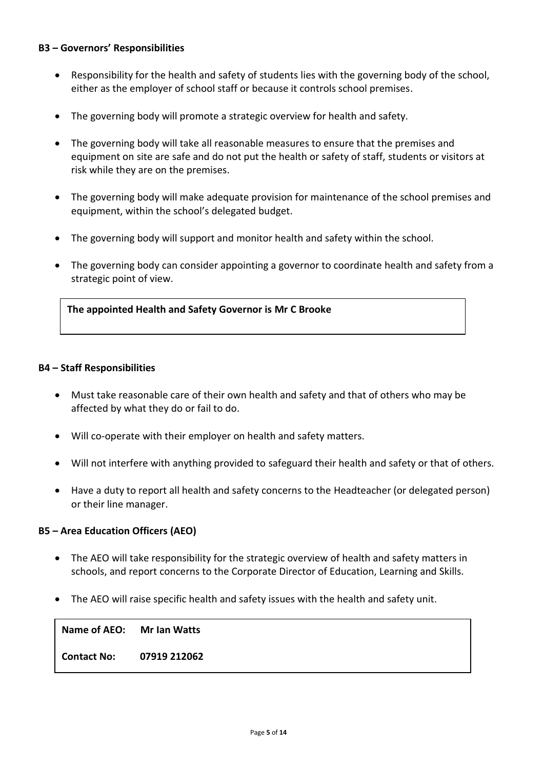### B3 – Governors' Responsibilities

- Responsibility for the health and safety of students lies with the governing body of the school, either as the employer of school staff or because it controls school premises.
- The governing body will promote a strategic overview for health and safety.
- The governing body will take all reasonable measures to ensure that the premises and equipment on site are safe and do not put the health or safety of staff, students or visitors at risk while they are on the premises.
- The governing body will make adequate provision for maintenance of the school premises and equipment, within the school's delegated budget.
- The governing body will support and monitor health and safety within the school.
- The governing body can consider appointing a governor to coordinate health and safety from a strategic point of view.

**The appointed Health and Safety Governor is Mr C Brooke**

### B4 – Staff Responsibilities

- Must take reasonable care of their own health and safety and that of others who may be affected by what they do or fail to do.
- Will co-operate with their employer on health and safety matters.
- Will not interfere with anything provided to safeguard their health and safety or that of others.
- Have a duty to report all health and safety concerns to the Headteacher (or delegated person) or their line manager.

### B5 – Area Education Officers (AEO)

- The AEO will take responsibility for the strategic overview of health and safety matters in schools, and report concerns to the Corporate Director of Education, Learning and Skills.
- The AEO will raise specific health and safety issues with the health and safety unit.

**Name of AEO:** **Mr Ian Watts**

**Contact No:** **07919 212062**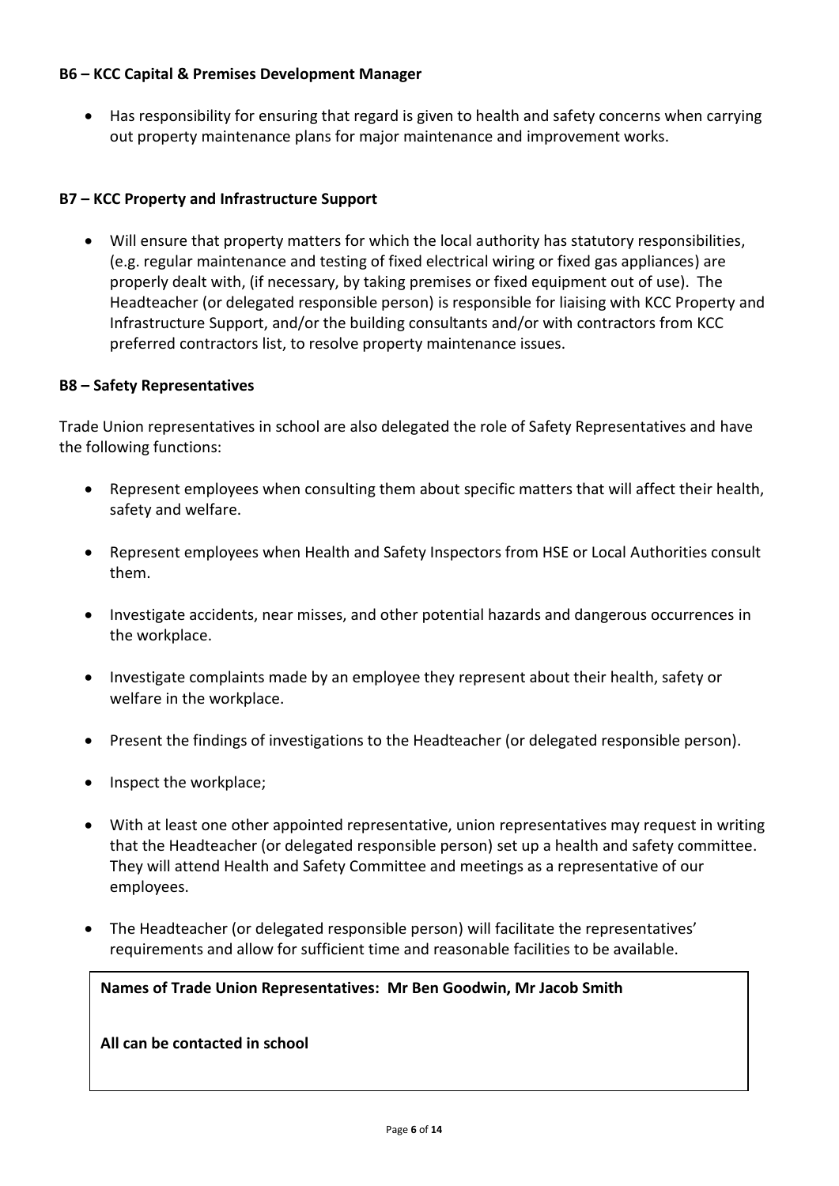**B6 – KCC Capital & Premises Development Manager**

- Has responsibility for ensuring that regard is given to health and safety concerns when carrying out property maintenance plans for major maintenance and improvement works.

**B7 – KCC Property and Infrastructure Support**

- Will ensure that property matters for which the local authority has statutory responsibilities, (e.g. regular maintenance and testing of fixed electrical wiring or fixed gas appliances) are properly dealt with, (if necessary, by taking premises or fixed equipment out of use). The Headteacher (or delegated responsible person) is responsible for liaising with KCC Property and Infrastructure Support, and/or the building consultants and/or with contractors from KCC preferred contractors list, to resolve property maintenance issues.

**B8 – Safety Representatives**

Trade Union representatives in school are also delegated the role of Safety Representatives and have the following functions:

- Represent employees when consulting them about specific matters that will affect their health, safety and welfare.
- Represent employees when Health and Safety Inspectors from HSE or Local Authorities consult them.
- Investigate accidents, near misses, and other potential hazards and dangerous occurrences in the workplace.
- Investigate complaints made by an employee they represent about their health, safety or welfare in the workplace.
- Present the findings of investigations to the Headteacher (or delegated responsible person).
- Inspect the workplace;
- With at least one other appointed representative, union representatives may request in writing that the Headteacher (or delegated responsible person) set up a health and safety committee. They will attend Health and Safety Committee and meetings as a representative of our employees.
- The Headteacher (or delegated responsible person) will facilitate the representatives' requirements and allow for sufficient time and reasonable facilities to be available.

**Names of Trade Union Representatives: Mr Ben Goodwin, Mr Jacob Smith**

**All can be contacted in school**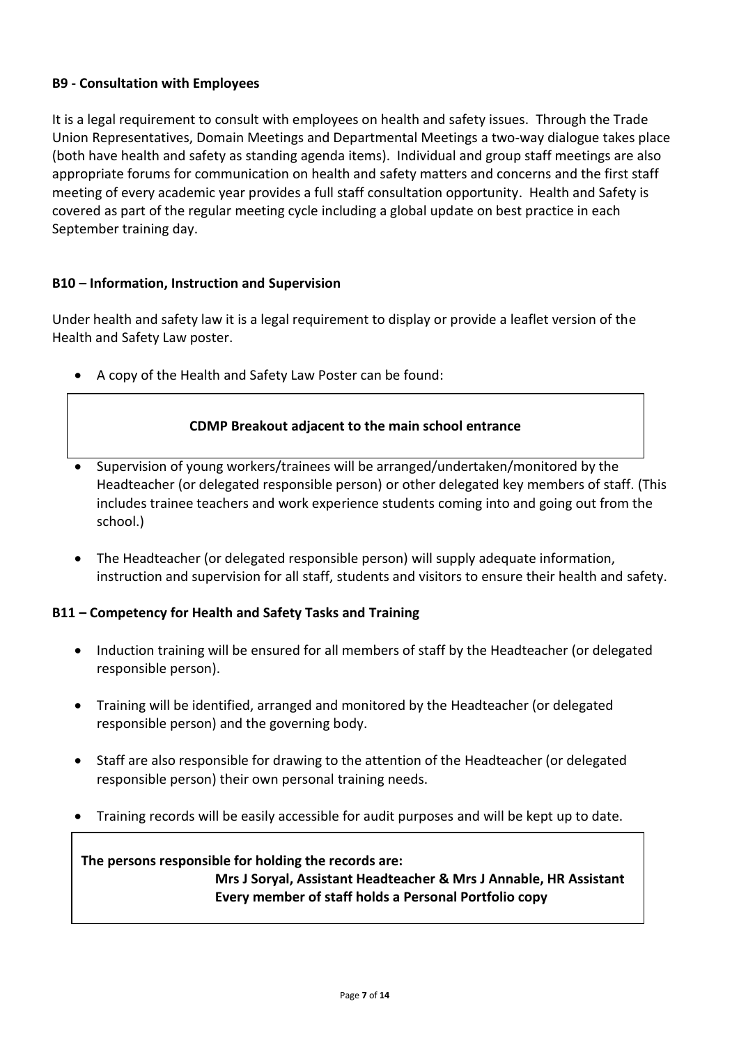**B9 - Consultation with Employees**

It is a legal requirement to consult with employees on health and safety issues. Through the Trade Union Representatives, Domain Meetings and Departmental Meetings a two-way dialogue takes place (both have health and safety as standing agenda items). Individual and group staff meetings are also appropriate forums for communication on health and safety matters and concerns and the first staff meeting of every academic year provides a full staff consultation opportunity. Health and Safety is covered as part of the regular meeting cycle including a global update on best practice in each September training day.

**B10 – Information, Instruction and Supervision**

Under health and safety law it is a legal requirement to display or provide a leaflet version of the Health and Safety Law poster.

- A copy of the Health and Safety Law Poster can be found:

**CDMP Breakout adjacent to the main school entrance**

- Supervision of young workers/trainees will be arranged/undertaken/monitored by the Headteacher (or delegated responsible person) or other delegated key members of staff. (This includes trainee teachers and work experience students coming into and going out from the school.)

- The Headteacher (or delegated responsible person) will supply adequate information, instruction and supervision for all staff, students and visitors to ensure their health and safety.

**B11 – Competency for Health and Safety Tasks and Training**

- Induction training will be ensured for all members of staff by the Headteacher (or delegated responsible person).

- Training will be identified, arranged and monitored by the Headteacher (or delegated responsible person) and the governing body.

- Staff are also responsible for drawing to the attention of the Headteacher (or delegated responsible person) their own personal training needs.

- Training records will be easily accessible for audit purposes and will be kept up to date.

**The persons responsible for holding the records are:**
**Mrs J Soryal, Assistant Headteacher & Mrs J Annable, HR Assistant**
**Every member of staff holds a Personal Portfolio copy**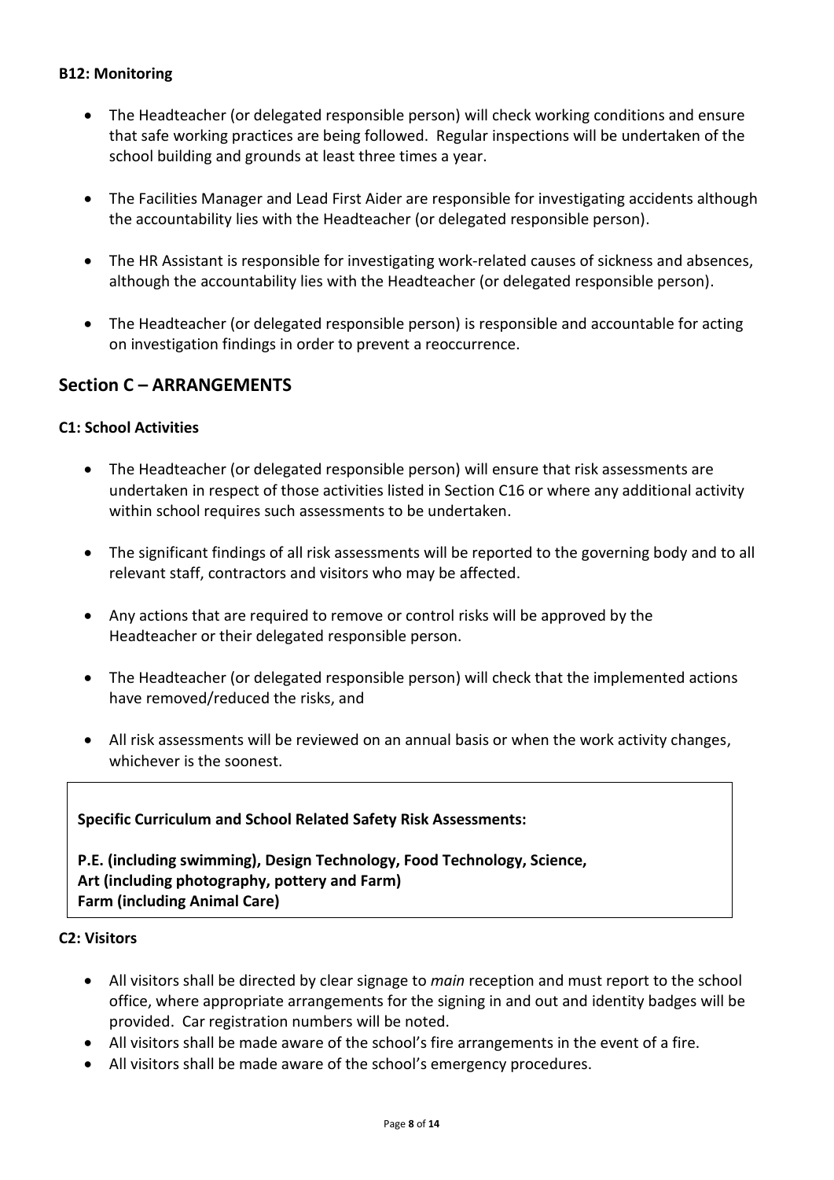#### B12: Monitoring

- The Headteacher (or delegated responsible person) will check working conditions and ensure that safe working practices are being followed. Regular inspections will be undertaken of the school building and grounds at least three times a year.
- The Facilities Manager and Lead First Aider are responsible for investigating accidents although the accountability lies with the Headteacher (or delegated responsible person).
- The HR Assistant is responsible for investigating work-related causes of sickness and absences, although the accountability lies with the Headteacher (or delegated responsible person).
- The Headteacher (or delegated responsible person) is responsible and accountable for acting on investigation findings in order to prevent a reoccurrence.

## Section C – ARRANGEMENTS

#### C1: School Activities

- The Headteacher (or delegated responsible person) will ensure that risk assessments are undertaken in respect of those activities listed in Section C16 or where any additional activity within school requires such assessments to be undertaken.
- The significant findings of all risk assessments will be reported to the governing body and to all relevant staff, contractors and visitors who may be affected.
- Any actions that are required to remove or control risks will be approved by the Headteacher or their delegated responsible person.
- The Headteacher (or delegated responsible person) will check that the implemented actions have removed/reduced the risks, and
- All risk assessments will be reviewed on an annual basis or when the work activity changes, whichever is the soonest.

**Specific Curriculum and School Related Safety Risk Assessments:**

**P.E. (including swimming), Design Technology, Food Technology, Science,**
**Art (including photography, pottery and Farm)**
**Farm (including Animal Care)**

#### C2: Visitors

- All visitors shall be directed by clear signage to *main* reception and must report to the school office, where appropriate arrangements for the signing in and out and identity badges will be provided. Car registration numbers will be noted.
- All visitors shall be made aware of the school's fire arrangements in the event of a fire.
- All visitors shall be made aware of the school's emergency procedures.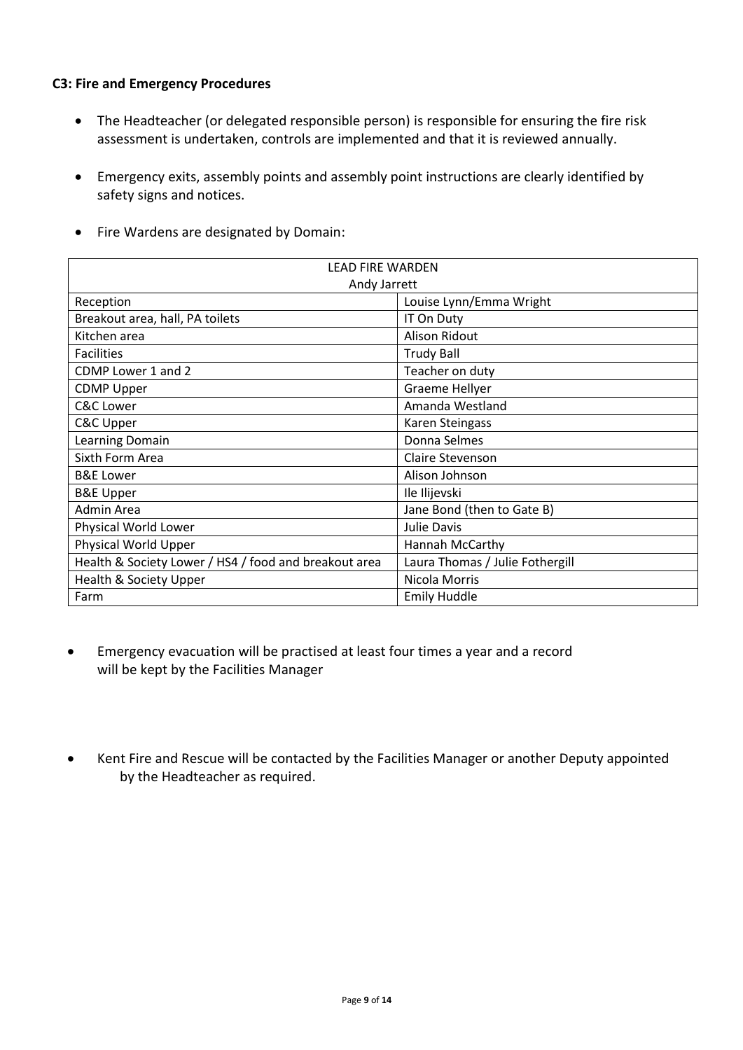**C3: Fire and Emergency Procedures**

- The Headteacher (or delegated responsible person) is responsible for ensuring the fire risk assessment is undertaken, controls are implemented and that it is reviewed annually.
- Emergency exits, assembly points and assembly point instructions are clearly identified by safety signs and notices.
- Fire Wardens are designated by Domain:

| LEAD FIRE WARDEN<br>Andy Jarrett | |
|---|---|
| Reception | Louise Lynn/Emma Wright |
| Breakout area, hall, PA toilets | IT On Duty |
| Kitchen area | Alison Ridout |
| Facilities | Trudy Ball |
| CDMP Lower 1 and 2 | Teacher on duty |
| CDMP Upper | Graeme Hellyer |
| C&C Lower | Amanda Westland |
| C&C Upper | Karen Steingass |
| Learning Domain | Donna Selmes |
| Sixth Form Area | Claire Stevenson |
| B&E Lower | Alison Johnson |
| B&E Upper | Ile Ilijevski |
| Admin Area | Jane Bond (then to Gate B) |
| Physical World Lower | Julie Davis |
| Physical World Upper | Hannah McCarthy |
| Health & Society Lower / HS4 / food and breakout area | Laura Thomas / Julie Fothergill |
| Health & Society Upper | Nicola Morris |
| Farm | Emily Huddle |

- Emergency evacuation will be practised at least four times a year and a record will be kept by the Facilities Manager
- Kent Fire and Rescue will be contacted by the Facilities Manager or another Deputy appointed by the Headteacher as required.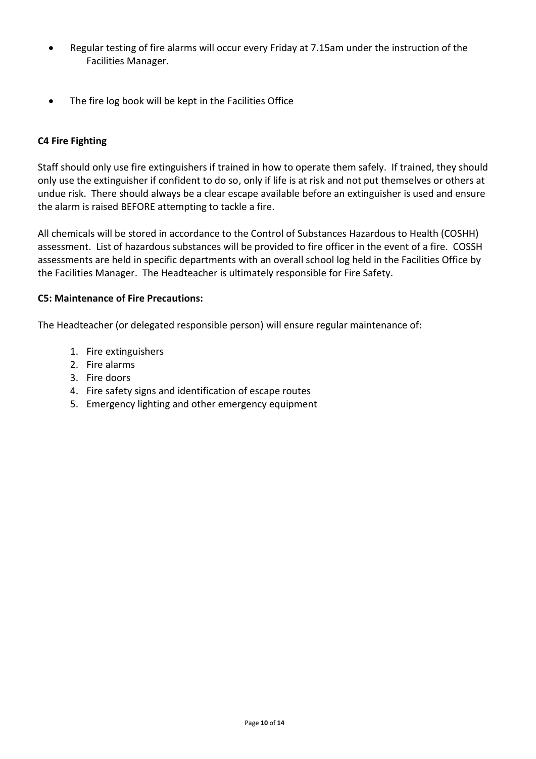- Regular testing of fire alarms will occur every Friday at 7.15am under the instruction of the Facilities Manager.

- The fire log book will be kept in the Facilities Office

**C4 Fire Fighting**

Staff should only use fire extinguishers if trained in how to operate them safely. If trained, they should only use the extinguisher if confident to do so, only if life is at risk and not put themselves or others at undue risk. There should always be a clear escape available before an extinguisher is used and ensure the alarm is raised BEFORE attempting to tackle a fire.

All chemicals will be stored in accordance to the Control of Substances Hazardous to Health (COSHH) assessment. List of hazardous substances will be provided to fire officer in the event of a fire. COSSH assessments are held in specific departments with an overall school log held in the Facilities Office by the Facilities Manager. The Headteacher is ultimately responsible for Fire Safety.

**C5: Maintenance of Fire Precautions:**

The Headteacher (or delegated responsible person) will ensure regular maintenance of:

1. Fire extinguishers
2. Fire alarms
3. Fire doors
4. Fire safety signs and identification of escape routes
5. Emergency lighting and other emergency equipment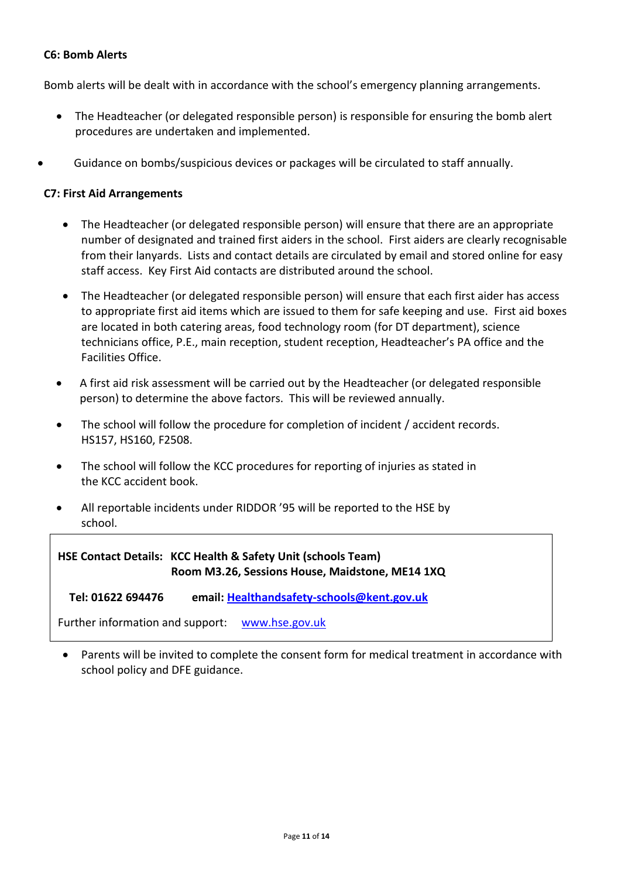**C6: Bomb Alerts**

Bomb alerts will be dealt with in accordance with the school's emergency planning arrangements.

- The Headteacher (or delegated responsible person) is responsible for ensuring the bomb alert procedures are undertaken and implemented.
- Guidance on bombs/suspicious devices or packages will be circulated to staff annually.

**C7: First Aid Arrangements**

- The Headteacher (or delegated responsible person) will ensure that there are an appropriate number of designated and trained first aiders in the school. First aiders are clearly recognisable from their lanyards. Lists and contact details are circulated by email and stored online for easy staff access. Key First Aid contacts are distributed around the school.
- The Headteacher (or delegated responsible person) will ensure that each first aider has access to appropriate first aid items which are issued to them for safe keeping and use. First aid boxes are located in both catering areas, food technology room (for DT department), science technicians office, P.E., main reception, student reception, Headteacher's PA office and the Facilities Office.
- A first aid risk assessment will be carried out by the Headteacher (or delegated responsible person) to determine the above factors. This will be reviewed annually.
- The school will follow the procedure for completion of incident / accident records. HS157, HS160, F2508.
- The school will follow the KCC procedures for reporting of injuries as stated in the KCC accident book.
- All reportable incidents under RIDDOR '95 will be reported to the HSE by school.

> **HSE Contact Details: KCC Health & Safety Unit (schools Team)**
> **Room M3.26, Sessions House, Maidstone, ME14 1XQ**
>
> **Tel: 01622 694476** **email: [Healthandsafety-schools@kent.gov.uk](mailto:Healthandsafety-schools@kent.gov.uk)**
>
> Further information and support: [www.hse.gov.uk](http://www.hse.gov.uk)

- Parents will be invited to complete the consent form for medical treatment in accordance with school policy and DFE guidance.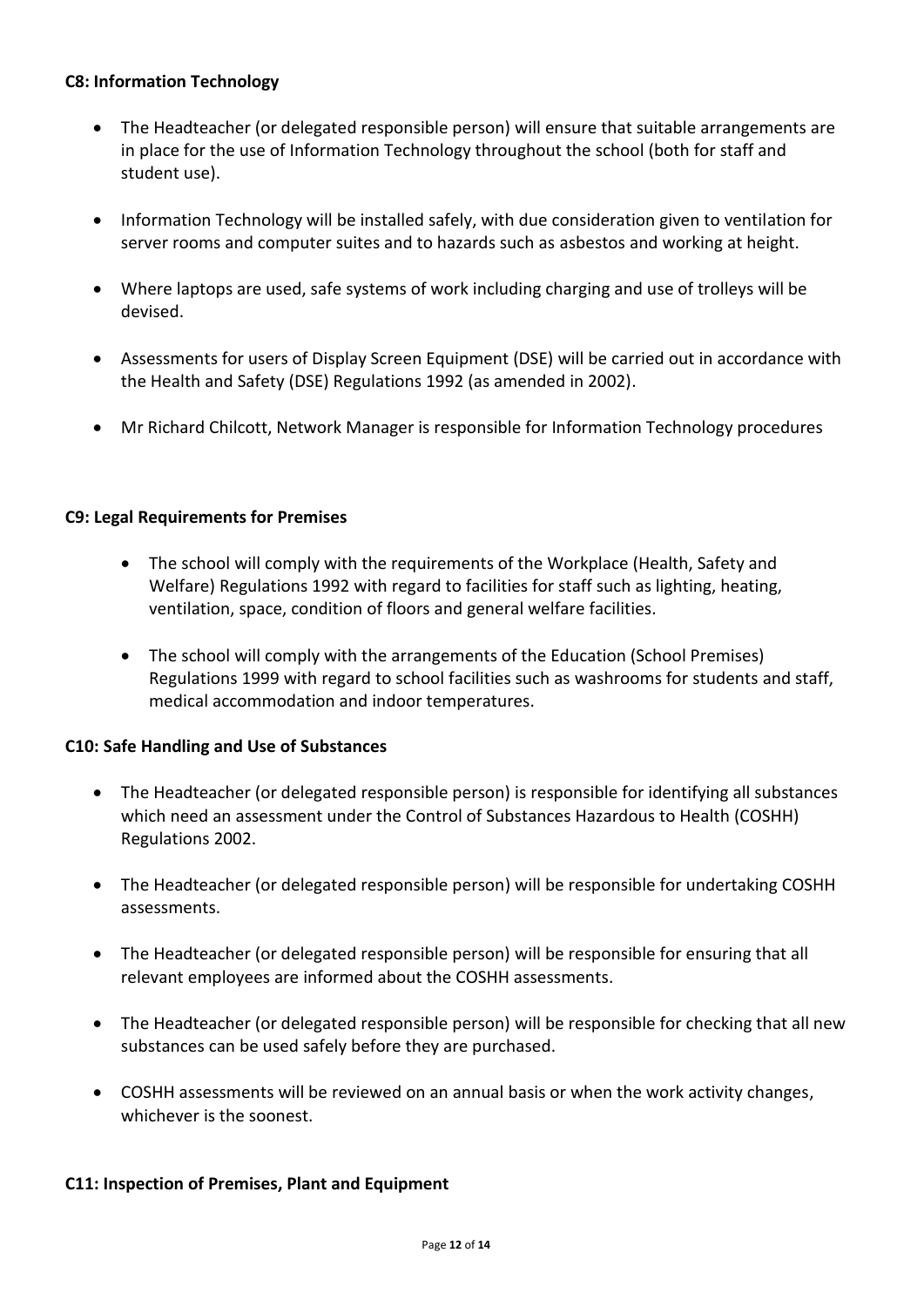**C8: Information Technology**

- The Headteacher (or delegated responsible person) will ensure that suitable arrangements are in place for the use of Information Technology throughout the school (both for staff and student use).
- Information Technology will be installed safely, with due consideration given to ventilation for server rooms and computer suites and to hazards such as asbestos and working at height.
- Where laptops are used, safe systems of work including charging and use of trolleys will be devised.
- Assessments for users of Display Screen Equipment (DSE) will be carried out in accordance with the Health and Safety (DSE) Regulations 1992 (as amended in 2002).
- Mr Richard Chilcott, Network Manager is responsible for Information Technology procedures

**C9: Legal Requirements for Premises**

- The school will comply with the requirements of the Workplace (Health, Safety and Welfare) Regulations 1992 with regard to facilities for staff such as lighting, heating, ventilation, space, condition of floors and general welfare facilities.
- The school will comply with the arrangements of the Education (School Premises) Regulations 1999 with regard to school facilities such as washrooms for students and staff, medical accommodation and indoor temperatures.

**C10: Safe Handling and Use of Substances**

- The Headteacher (or delegated responsible person) is responsible for identifying all substances which need an assessment under the Control of Substances Hazardous to Health (COSHH) Regulations 2002.
- The Headteacher (or delegated responsible person) will be responsible for undertaking COSHH assessments.
- The Headteacher (or delegated responsible person) will be responsible for ensuring that all relevant employees are informed about the COSHH assessments.
- The Headteacher (or delegated responsible person) will be responsible for checking that all new substances can be used safely before they are purchased.
- COSHH assessments will be reviewed on an annual basis or when the work activity changes, whichever is the soonest.

**C11: Inspection of Premises, Plant and Equipment**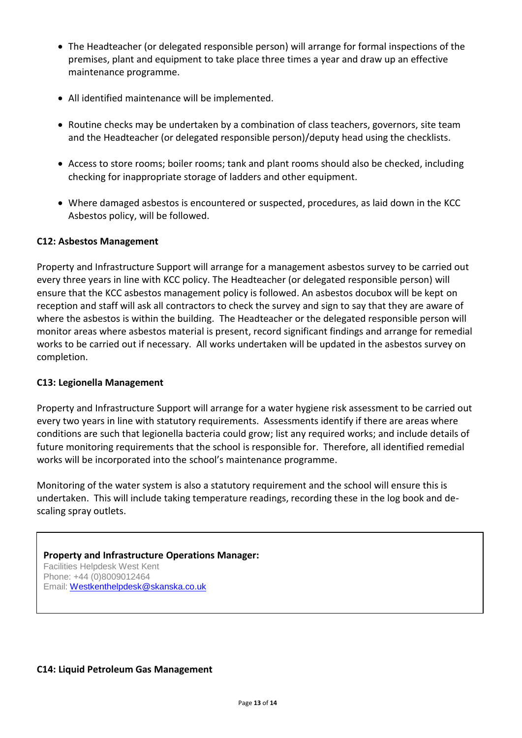- The Headteacher (or delegated responsible person) will arrange for formal inspections of the premises, plant and equipment to take place three times a year and draw up an effective maintenance programme.

- All identified maintenance will be implemented.

- Routine checks may be undertaken by a combination of class teachers, governors, site team and the Headteacher (or delegated responsible person)/deputy head using the checklists.

- Access to store rooms; boiler rooms; tank and plant rooms should also be checked, including checking for inappropriate storage of ladders and other equipment.

- Where damaged asbestos is encountered or suspected, procedures, as laid down in the KCC Asbestos policy, will be followed.

**C12: Asbestos Management**

Property and Infrastructure Support will arrange for a management asbestos survey to be carried out every three years in line with KCC policy. The Headteacher (or delegated responsible person) will ensure that the KCC asbestos management policy is followed. An asbestos docubox will be kept on reception and staff will ask all contractors to check the survey and sign to say that they are aware of where the asbestos is within the building. The Headteacher or the delegated responsible person will monitor areas where asbestos material is present, record significant findings and arrange for remedial works to be carried out if necessary. All works undertaken will be updated in the asbestos survey on completion.

**C13: Legionella Management**

Property and Infrastructure Support will arrange for a water hygiene risk assessment to be carried out every two years in line with statutory requirements. Assessments identify if there are areas where conditions are such that legionella bacteria could grow; list any required works; and include details of future monitoring requirements that the school is responsible for. Therefore, all identified remedial works will be incorporated into the school's maintenance programme.

Monitoring of the water system is also a statutory requirement and the school will ensure this is undertaken. This will include taking temperature readings, recording these in the log book and de-scaling spray outlets.

**Property and Infrastructure Operations Manager:**
Facilities Helpdesk West Kent
Phone: +44 (0)8009012464
Email: Westkenthelpdesk@skanska.co.uk

**C14: Liquid Petroleum Gas Management**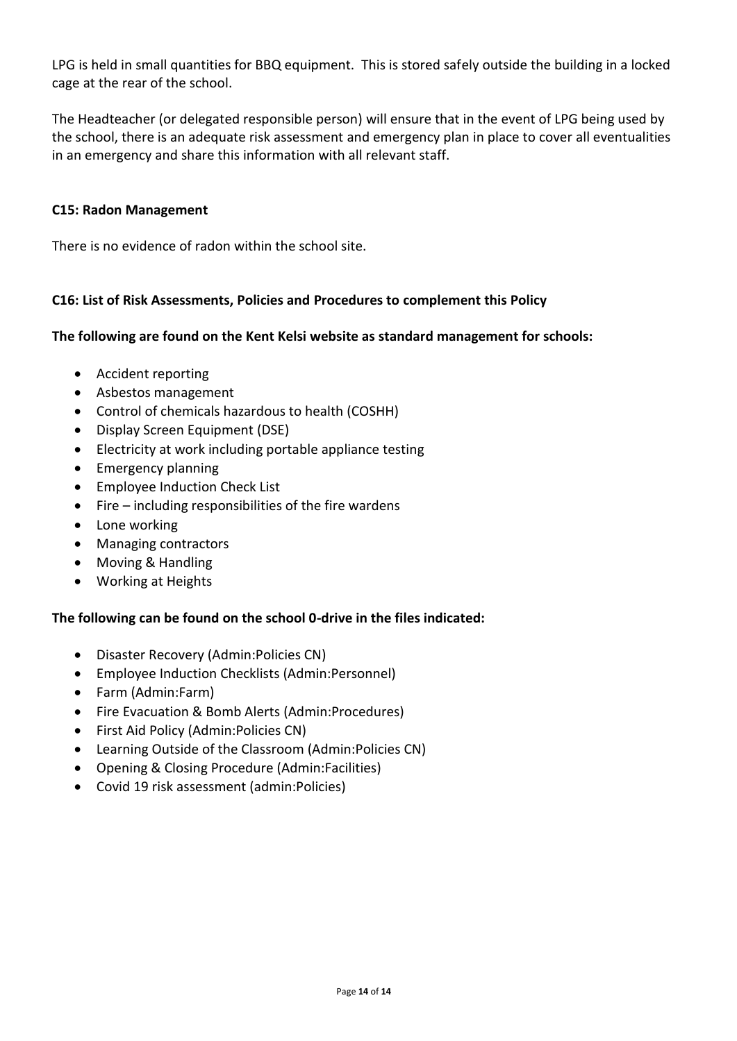LPG is held in small quantities for BBQ equipment. This is stored safely outside the building in a locked cage at the rear of the school.

The Headteacher (or delegated responsible person) will ensure that in the event of LPG being used by the school, there is an adequate risk assessment and emergency plan in place to cover all eventualities in an emergency and share this information with all relevant staff.

**C15: Radon Management**

There is no evidence of radon within the school site.

**C16: List of Risk Assessments, Policies and Procedures to complement this Policy**

**The following are found on the Kent Kelsi website as standard management for schools:**

- Accident reporting
- Asbestos management
- Control of chemicals hazardous to health (COSHH)
- Display Screen Equipment (DSE)
- Electricity at work including portable appliance testing
- Emergency planning
- Employee Induction Check List
- Fire – including responsibilities of the fire wardens
- Lone working
- Managing contractors
- Moving & Handling
- Working at Heights

**The following can be found on the school 0-drive in the files indicated:**

- Disaster Recovery (Admin:Policies CN)
- Employee Induction Checklists (Admin:Personnel)
- Farm (Admin:Farm)
- Fire Evacuation & Bomb Alerts (Admin:Procedures)
- First Aid Policy (Admin:Policies CN)
- Learning Outside of the Classroom (Admin:Policies CN)
- Opening & Closing Procedure (Admin:Facilities)
- Covid 19 risk assessment (admin:Policies)